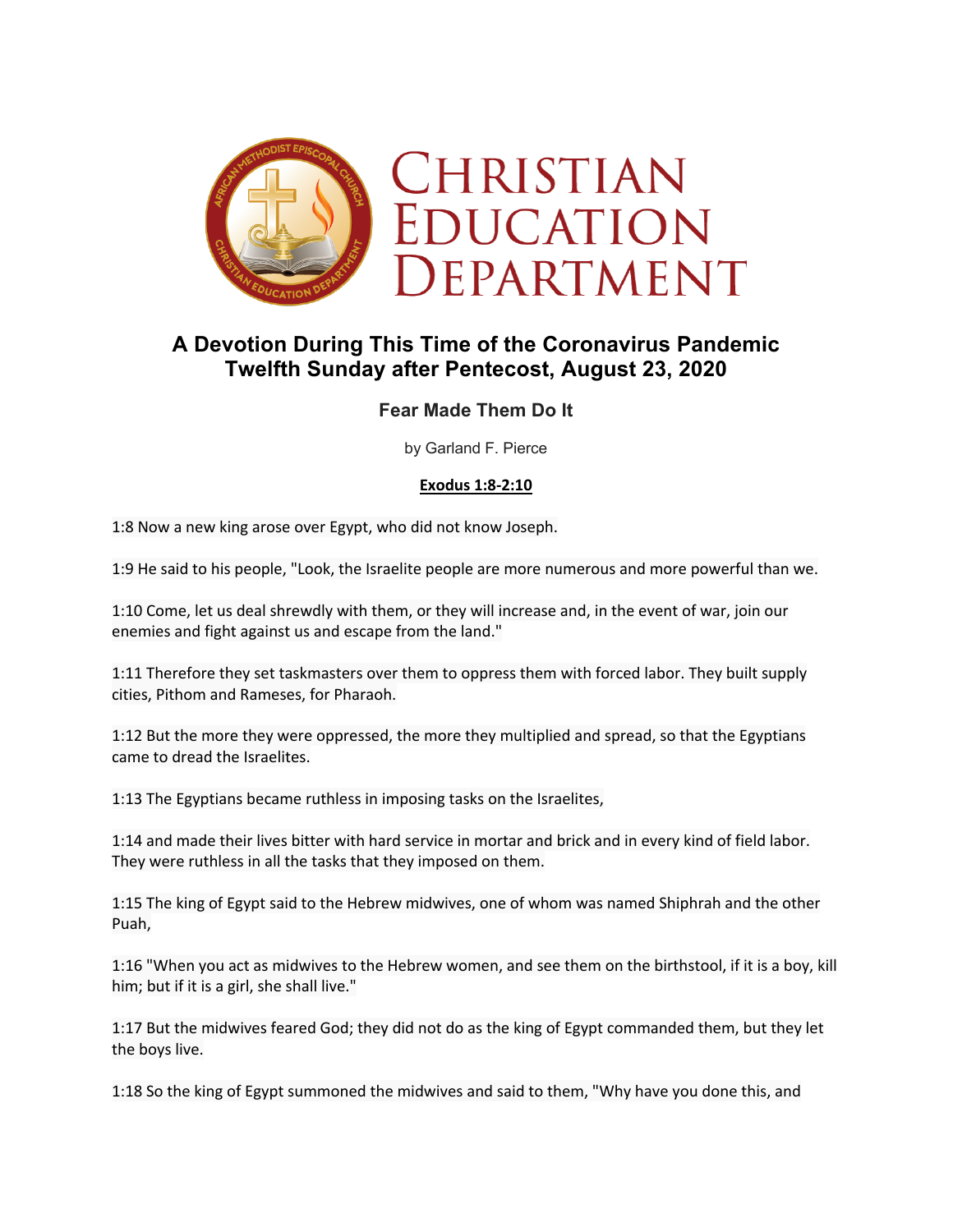# Christian Education Department

## A Devotion During This Time of the Coronavirus Pandemic
## Twelfth Sunday after Pentecost, August 23, 2020

### Fear Made Them Do It

by Garland F. Pierce

**Exodus 1:8-2:10**

1:8 Now a new king arose over Egypt, who did not know Joseph.

1:9 He said to his people, "Look, the Israelite people are more numerous and more powerful than we.

1:10 Come, let us deal shrewdly with them, or they will increase and, in the event of war, join our enemies and fight against us and escape from the land."

1:11 Therefore they set taskmasters over them to oppress them with forced labor. They built supply cities, Pithom and Rameses, for Pharaoh.

1:12 But the more they were oppressed, the more they multiplied and spread, so that the Egyptians came to dread the Israelites.

1:13 The Egyptians became ruthless in imposing tasks on the Israelites,

1:14 and made their lives bitter with hard service in mortar and brick and in every kind of field labor. They were ruthless in all the tasks that they imposed on them.

1:15 The king of Egypt said to the Hebrew midwives, one of whom was named Shiphrah and the other Puah,

1:16 "When you act as midwives to the Hebrew women, and see them on the birthstool, if it is a boy, kill him; but if it is a girl, she shall live."

1:17 But the midwives feared God; they did not do as the king of Egypt commanded them, but they let the boys live.

1:18 So the king of Egypt summoned the midwives and said to them, "Why have you done this, and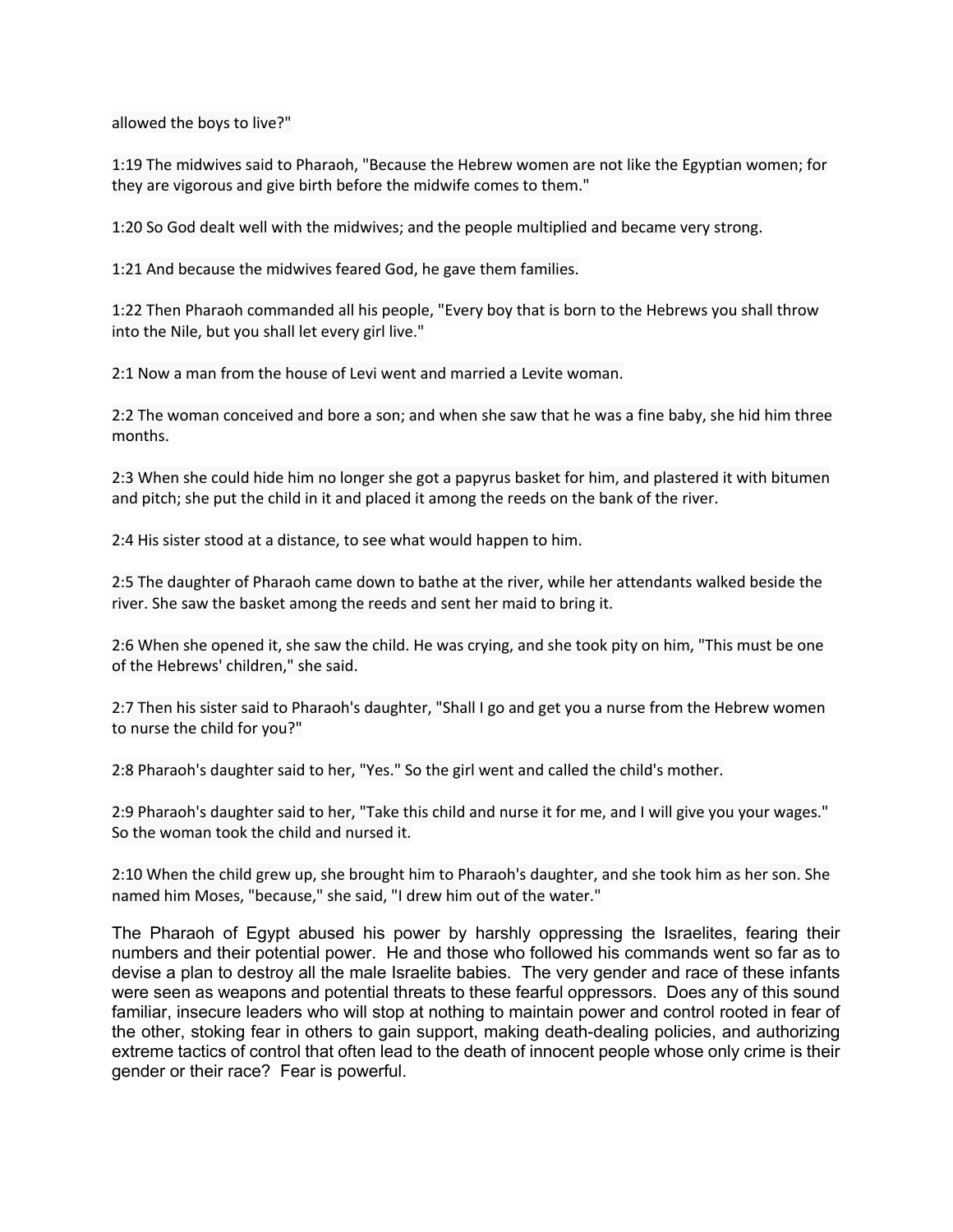allowed the boys to live?"

1:19 The midwives said to Pharaoh, "Because the Hebrew women are not like the Egyptian women; for they are vigorous and give birth before the midwife comes to them."

1:20 So God dealt well with the midwives; and the people multiplied and became very strong.

1:21 And because the midwives feared God, he gave them families.

1:22 Then Pharaoh commanded all his people, "Every boy that is born to the Hebrews you shall throw into the Nile, but you shall let every girl live."

2:1 Now a man from the house of Levi went and married a Levite woman.

2:2 The woman conceived and bore a son; and when she saw that he was a fine baby, she hid him three months.

2:3 When she could hide him no longer she got a papyrus basket for him, and plastered it with bitumen and pitch; she put the child in it and placed it among the reeds on the bank of the river.

2:4 His sister stood at a distance, to see what would happen to him.

2:5 The daughter of Pharaoh came down to bathe at the river, while her attendants walked beside the river. She saw the basket among the reeds and sent her maid to bring it.

2:6 When she opened it, she saw the child. He was crying, and she took pity on him, "This must be one of the Hebrews' children," she said.

2:7 Then his sister said to Pharaoh's daughter, "Shall I go and get you a nurse from the Hebrew women to nurse the child for you?"

2:8 Pharaoh's daughter said to her, "Yes." So the girl went and called the child's mother.

2:9 Pharaoh's daughter said to her, "Take this child and nurse it for me, and I will give you your wages." So the woman took the child and nursed it.

2:10 When the child grew up, she brought him to Pharaoh's daughter, and she took him as her son. She named him Moses, "because," she said, "I drew him out of the water."

The Pharaoh of Egypt abused his power by harshly oppressing the Israelites, fearing their numbers and their potential power. He and those who followed his commands went so far as to devise a plan to destroy all the male Israelite babies. The very gender and race of these infants were seen as weapons and potential threats to these fearful oppressors. Does any of this sound familiar, insecure leaders who will stop at nothing to maintain power and control rooted in fear of the other, stoking fear in others to gain support, making death-dealing policies, and authorizing extreme tactics of control that often lead to the death of innocent people whose only crime is their gender or their race? Fear is powerful.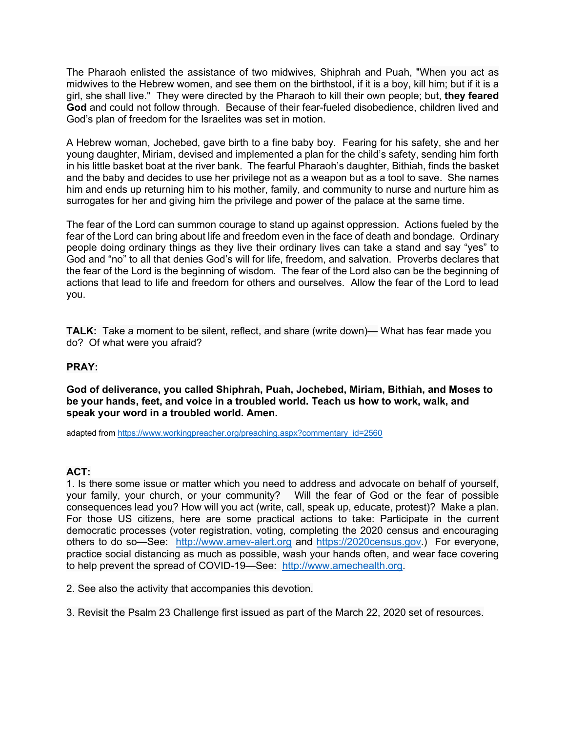The Pharaoh enlisted the assistance of two midwives, Shiphrah and Puah, "When you act as midwives to the Hebrew women, and see them on the birthstool, if it is a boy, kill him; but if it is a girl, she shall live." They were directed by the Pharaoh to kill their own people; but, **they feared God** and could not follow through. Because of their fear-fueled disobedience, children lived and God's plan of freedom for the Israelites was set in motion.

A Hebrew woman, Jochebed, gave birth to a fine baby boy. Fearing for his safety, she and her young daughter, Miriam, devised and implemented a plan for the child's safety, sending him forth in his little basket boat at the river bank. The fearful Pharaoh's daughter, Bithiah, finds the basket and the baby and decides to use her privilege not as a weapon but as a tool to save. She names him and ends up returning him to his mother, family, and community to nurse and nurture him as surrogates for her and giving him the privilege and power of the palace at the same time.

The fear of the Lord can summon courage to stand up against oppression. Actions fueled by the fear of the Lord can bring about life and freedom even in the face of death and bondage. Ordinary people doing ordinary things as they live their ordinary lives can take a stand and say "yes" to God and "no" to all that denies God's will for life, freedom, and salvation. Proverbs declares that the fear of the Lord is the beginning of wisdom. The fear of the Lord also can be the beginning of actions that lead to life and freedom for others and ourselves. Allow the fear of the Lord to lead you.

**TALK:** Take a moment to be silent, reflect, and share (write down)— What has fear made you do? Of what were you afraid?

**PRAY:**

**God of deliverance, you called Shiphrah, Puah, Jochebed, Miriam, Bithiah, and Moses to be your hands, feet, and voice in a troubled world. Teach us how to work, walk, and speak your word in a troubled world. Amen.**

adapted from https://www.workingpreacher.org/preaching.aspx?commentary_id=2560

**ACT:**

1. Is there some issue or matter which you need to address and advocate on behalf of yourself, your family, your church, or your community? Will the fear of God or the fear of possible consequences lead you? How will you act (write, call, speak up, educate, protest)? Make a plan. For those US citizens, here are some practical actions to take: Participate in the current democratic processes (voter registration, voting, completing the 2020 census and encouraging others to do so—See: http://www.amev-alert.org and https://2020census.gov.) For everyone, practice social distancing as much as possible, wash your hands often, and wear face covering to help prevent the spread of COVID-19—See: http://www.amechealth.org.

2. See also the activity that accompanies this devotion.

3. Revisit the Psalm 23 Challenge first issued as part of the March 22, 2020 set of resources.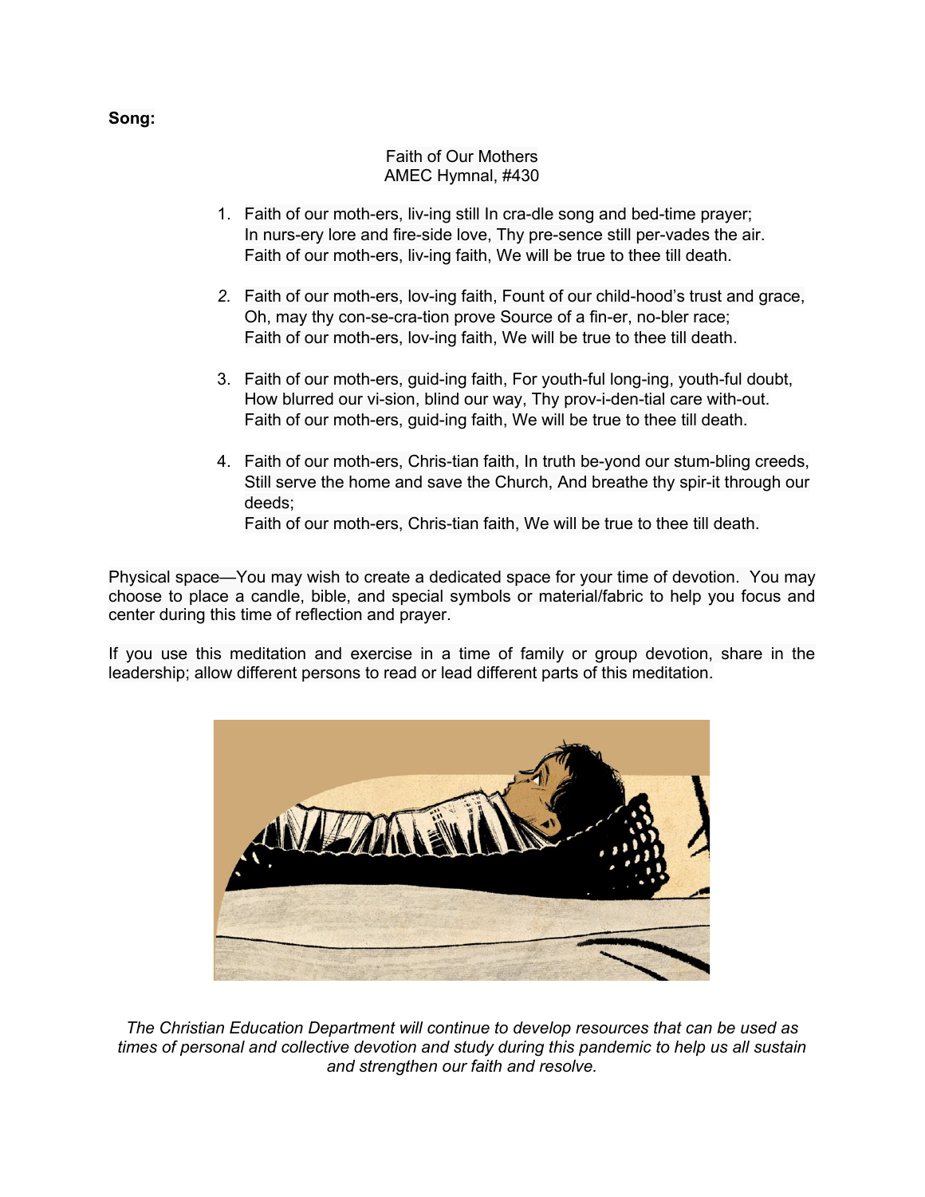**Song:**

Faith of Our Mothers
AMEC Hymnal, #430

1. Faith of our moth-ers, liv-ing still In cra-dle song and bed-time prayer;
   In nurs-ery lore and fire-side love, Thy pre-sence still per-vades the air.
   Faith of our moth-ers, liv-ing faith, We will be true to thee till death.

2. Faith of our moth-ers, lov-ing faith, Fount of our child-hood's trust and grace,
   Oh, may thy con-se-cra-tion prove Source of a fin-er, no-bler race;
   Faith of our moth-ers, lov-ing faith, We will be true to thee till death.

3. Faith of our moth-ers, guid-ing faith, For youth-ful long-ing, youth-ful doubt,
   How blurred our vi-sion, blind our way, Thy prov-i-den-tial care with-out.
   Faith of our moth-ers, guid-ing faith, We will be true to thee till death.

4. Faith of our moth-ers, Chris-tian faith, In truth be-yond our stum-bling creeds,
   Still serve the home and save the Church, And breathe thy spir-it through our deeds;
   Faith of our moth-ers, Chris-tian faith, We will be true to thee till death.

Physical space—You may wish to create a dedicated space for your time of devotion. You may choose to place a candle, bible, and special symbols or material/fabric to help you focus and center during this time of reflection and prayer.

If you use this meditation and exercise in a time of family or group devotion, share in the leadership; allow different persons to read or lead different parts of this meditation.

*The Christian Education Department will continue to develop resources that can be used as times of personal and collective devotion and study during this pandemic to help us all sustain and strengthen our faith and resolve.*